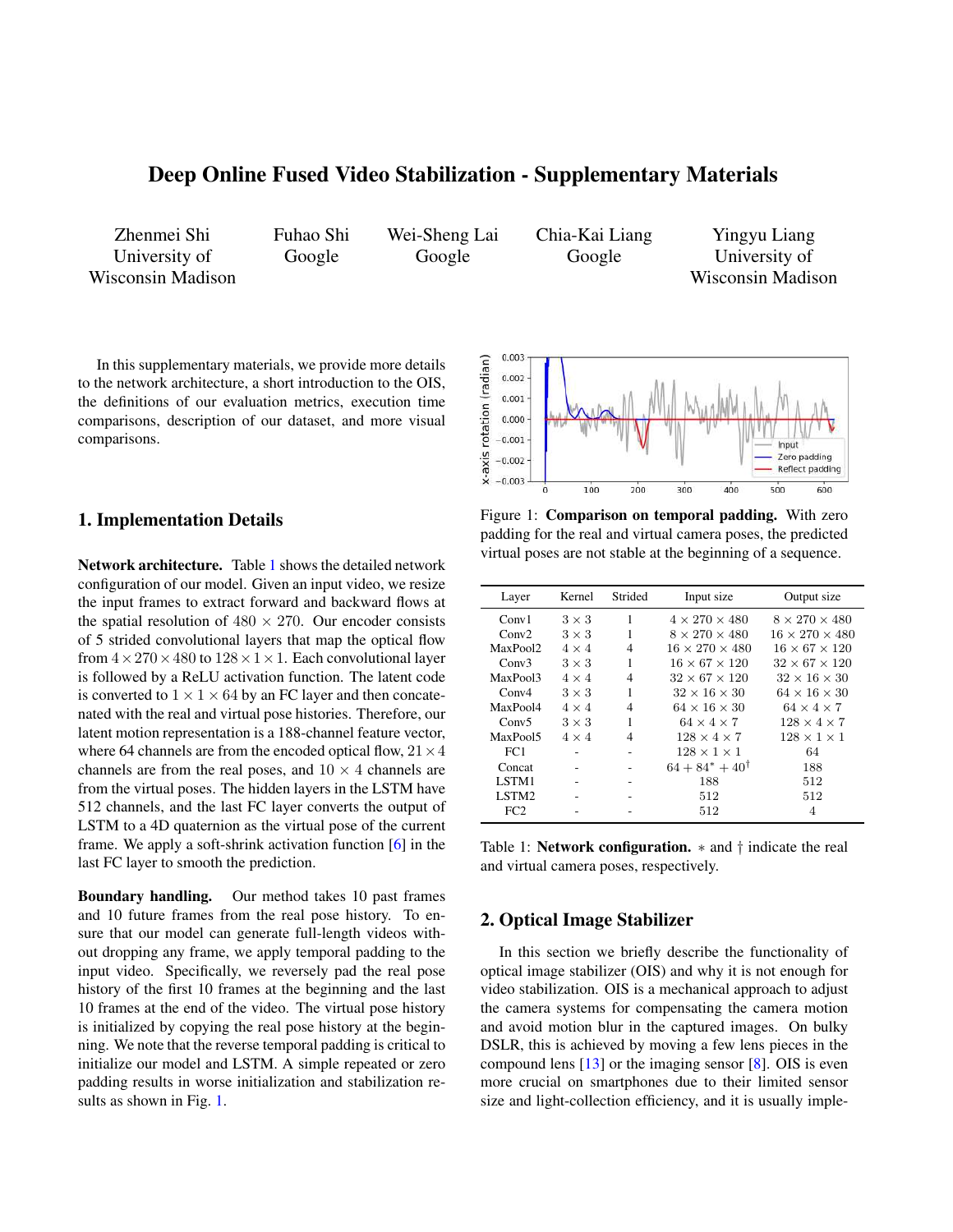# Deep Online Fused Video Stabilization - Supplementary Materials

Zhenmei Shi
University of Wisconsin Madison

Fuhao Shi
Google

Wei-Sheng Lai
Google

Chia-Kai Liang
Google

Yingyu Liang
University of Wisconsin Madison

In this supplementary materials, we provide more details to the network architecture, a short introduction to the OIS, the definitions of our evaluation metrics, execution time comparisons, description of our dataset, and more visual comparisons.

## 1. Implementation Details

**Network architecture.** Table 1 shows the detailed network configuration of our model. Given an input video, we resize the input frames to extract forward and backward flows at the spatial resolution of $480 \times 270$. Our encoder consists of 5 strided convolutional layers that map the optical flow from $4 \times 270 \times 480$ to $128 \times 1 \times 1$. Each convolutional layer is followed by a ReLU activation function. The latent code is converted to $1 \times 1 \times 64$ by an FC layer and then concatenated with the real and virtual pose histories. Therefore, our latent motion representation is a 188-channel feature vector, where 64 channels are from the encoded optical flow, $21 \times 4$ channels are from the real poses, and $10 \times 4$ channels are from the virtual poses. The hidden layers in the LSTM have 512 channels, and the last FC layer converts the output of LSTM to a 4D quaternion as the virtual pose of the current frame. We apply a soft-shrink activation function [6] in the last FC layer to smooth the prediction.

**Boundary handling.** Our method takes 10 past frames and 10 future frames from the real pose history. To ensure that our model can generate full-length videos without dropping any frame, we apply temporal padding to the input video. Specifically, we reversely pad the real pose history of the first 10 frames at the beginning and the last 10 frames at the end of the video. The virtual pose history is initialized by copying the real pose history at the beginning. We note that the reverse temporal padding is critical to initialize our model and LSTM. A simple repeated or zero padding results in worse initialization and stabilization results as shown in Fig. 1.

Figure 1: **Comparison on temporal padding.** With zero padding for the real and virtual camera poses, the predicted virtual poses are not stable at the beginning of a sequence.

| Layer | Kernel | Strided | Input size | Output size |
|---|---|---|---|---|
| Conv1 | $3 \times 3$ | 1 | $4 \times 270 \times 480$ | $8 \times 270 \times 480$ |
| Conv2 | $3 \times 3$ | 1 | $8 \times 270 \times 480$ | $16 \times 270 \times 480$ |
| MaxPool2 | $4 \times 4$ | 4 | $16 \times 270 \times 480$ | $16 \times 67 \times 120$ |
| Conv3 | $3 \times 3$ | 1 | $16 \times 67 \times 120$ | $32 \times 67 \times 120$ |
| MaxPool3 | $4 \times 4$ | 4 | $32 \times 67 \times 120$ | $32 \times 16 \times 30$ |
| Conv4 | $3 \times 3$ | 1 | $32 \times 16 \times 30$ | $64 \times 16 \times 30$ |
| MaxPool4 | $4 \times 4$ | 4 | $64 \times 16 \times 30$ | $64 \times 4 \times 7$ |
| Conv5 | $3 \times 3$ | 1 | $64 \times 4 \times 7$ | $128 \times 4 \times 7$ |
| MaxPool5 | $4 \times 4$ | 4 | $128 \times 4 \times 7$ | $128 \times 1 \times 1$ |
| FC1 | - | - | $128 \times 1 \times 1$ | 64 |
| Concat | - | - | $64 + 84^{*} + 40^{\dagger}$ | 188 |
| LSTM1 | - | - | 188 | 512 |
| LSTM2 | - | - | 512 | 512 |
| FC2 | - | - | 512 | 4 |

Table 1: **Network configuration.** $*$ and $\dagger$ indicate the real and virtual camera poses, respectively.

## 2. Optical Image Stabilizer

In this section we briefly describe the functionality of optical image stabilizer (OIS) and why it is not enough for video stabilization. OIS is a mechanical approach to adjust the camera systems for compensating the camera motion and avoid motion blur in the captured images. On bulky DSLR, this is achieved by moving a few lens pieces in the compound lens [13] or the imaging sensor [8]. OIS is even more crucial on smartphones due to their limited sensor size and light-collection efficiency, and it is usually imple-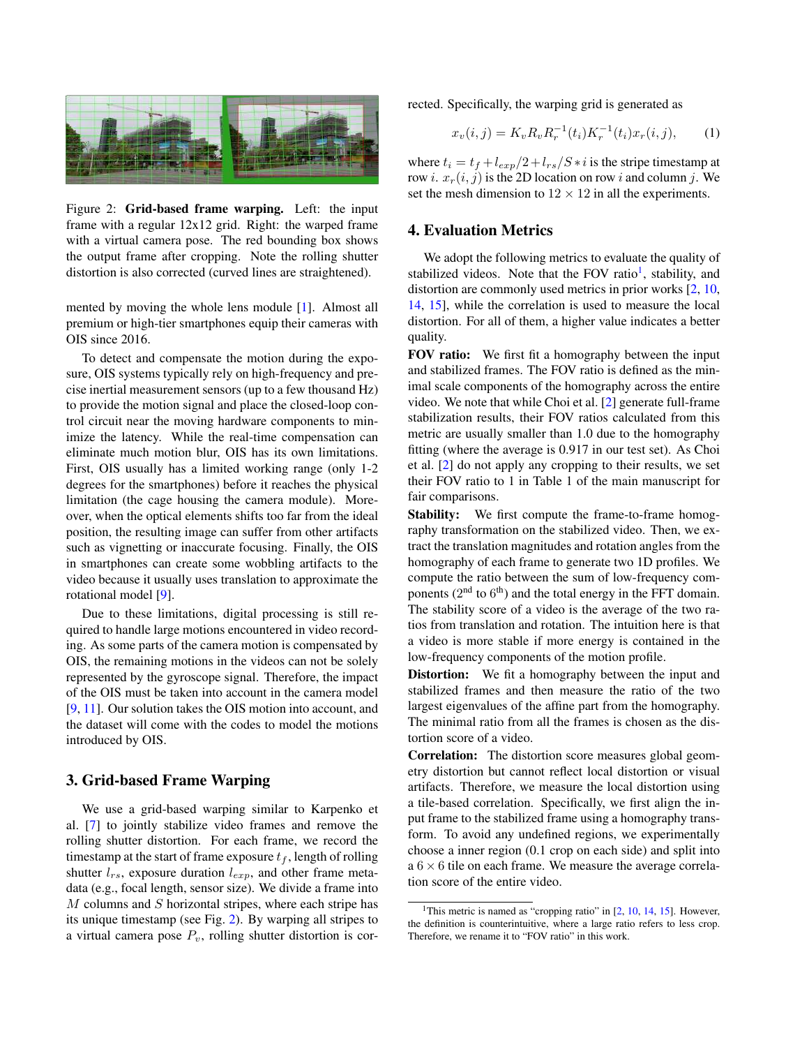Figure 2: **Grid-based frame warping.** Left: the input frame with a regular 12x12 grid. Right: the warped frame with a virtual camera pose. The red bounding box shows the output frame after cropping. Note the rolling shutter distortion is also corrected (curved lines are straightened).

mented by moving the whole lens module [1]. Almost all premium or high-tier smartphones equip their cameras with OIS since 2016.

To detect and compensate the motion during the exposure, OIS systems typically rely on high-frequency and precise inertial measurement sensors (up to a few thousand Hz) to provide the motion signal and place the closed-loop control circuit near the moving hardware components to minimize the latency. While the real-time compensation can eliminate much motion blur, OIS has its own limitations. First, OIS usually has a limited working range (only 1-2 degrees for the smartphones) before it reaches the physical limitation (the cage housing the camera module). Moreover, when the optical elements shifts too far from the ideal position, the resulting image can suffer from other artifacts such as vignetting or inaccurate focusing. Finally, the OIS in smartphones can create some wobbling artifacts to the video because it usually uses translation to approximate the rotational model [9].

Due to these limitations, digital processing is still required to handle large motions encountered in video recording. As some parts of the camera motion is compensated by OIS, the remaining motions in the videos can not be solely represented by the gyroscope signal. Therefore, the impact of the OIS must be taken into account in the camera model [9, 11]. Our solution takes the OIS motion into account, and the dataset will come with the codes to model the motions introduced by OIS.

## 3. Grid-based Frame Warping

We use a grid-based warping similar to Karpenko et al. [7] to jointly stabilize video frames and remove the rolling shutter distortion. For each frame, we record the timestamp at the start of frame exposure $t_f$, length of rolling shutter $l_{rs}$, exposure duration $l_{exp}$, and other frame metadata (e.g., focal length, sensor size). We divide a frame into $M$ columns and $S$ horizontal stripes, where each stripe has its unique timestamp (see Fig. 2). By warping all stripes to a virtual camera pose $P_v$, rolling shutter distortion is corrected. Specifically, the warping grid is generated as

$$x_v(i,j) = K_v R_v R_r^{-1}(t_i) K_r^{-1}(t_i) x_r(i,j), \tag{1}$$

where $t_i = t_f + l_{exp}/2 + l_{rs}/S * i$ is the stripe timestamp at row $i$. $x_r(i,j)$ is the 2D location on row $i$ and column $j$. We set the mesh dimension to $12 \times 12$ in all the experiments.

## 4. Evaluation Metrics

We adopt the following metrics to evaluate the quality of stabilized videos. Note that the FOV ratio[1], stability, and distortion are commonly used metrics in prior works [2, 10, 14, 15], while the correlation is used to measure the local distortion. For all of them, a higher value indicates a better quality.

**FOV ratio:** We first fit a homography between the input and stabilized frames. The FOV ratio is defined as the minimal scale components of the homography across the entire video. We note that while Choi et al. [2] generate full-frame stabilization results, their FOV ratios calculated from this metric are usually smaller than 1.0 due to the homography fitting (where the average is 0.917 in our test set). As Choi et al. [2] do not apply any cropping to their results, we set their FOV ratio to 1 in Table 1 of the main manuscript for fair comparisons.

**Stability:** We first compute the frame-to-frame homography transformation on the stabilized video. Then, we extract the translation magnitudes and rotation angles from the homography of each frame to generate two 1D profiles. We compute the ratio between the sum of low-frequency components (2nd to 6th) and the total energy in the FFT domain. The stability score of a video is the average of the two ratios from translation and rotation. The intuition here is that a video is more stable if more energy is contained in the low-frequency components of the motion profile.

**Distortion:** We fit a homography between the input and stabilized frames and then measure the ratio of the two largest eigenvalues of the affine part from the homography. The minimal ratio from all the frames is chosen as the distortion score of a video.

**Correlation:** The distortion score measures global geometry distortion but cannot reflect local distortion or visual artifacts. Therefore, we measure the local distortion using a tile-based correlation. Specifically, we first align the input frame to the stabilized frame using a homography transform. To avoid any undefined regions, we experimentally choose a inner region (0.1 crop on each side) and split into a $6 \times 6$ tile on each frame. We measure the average correlation score of the entire video.

[1] This metric is named as "cropping ratio" in [2, 10, 14, 15]. However, the definition is counterintuitive, where a large ratio refers to less crop. Therefore, we rename it to "FOV ratio" in this work.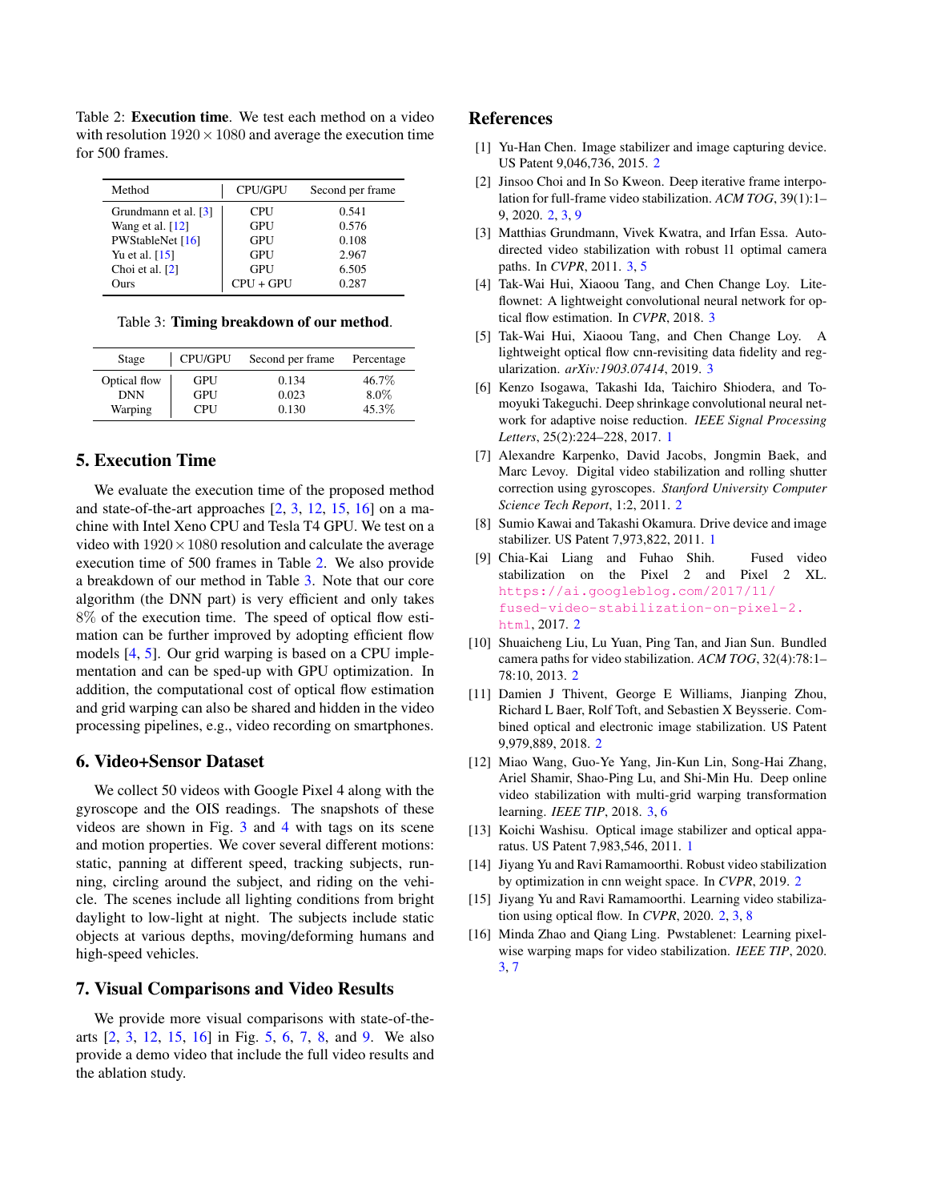Table 2: **Execution time**. We test each method on a video with resolution $1920 \times 1080$ and average the execution time for 500 frames.

| Method | CPU/GPU | Second per frame |
|---|---|---|
| Grundmann et al. [3] | CPU | 0.541 |
| Wang et al. [12] | GPU | 0.576 |
| PWStableNet [16] | GPU | 0.108 |
| Yu et al. [15] | GPU | 2.967 |
| Choi et al. [2] | GPU | 6.505 |
| Ours | CPU + GPU | 0.287 |

Table 3: **Timing breakdown of our method**.

| Stage | CPU/GPU | Second per frame | Percentage |
|---|---|---|---|
| Optical flow | GPU | 0.134 | 46.7% |
| DNN | GPU | 0.023 | 8.0% |
| Warping | CPU | 0.130 | 45.3% |

## 5. Execution Time

We evaluate the execution time of the proposed method and state-of-the-art approaches [2, 3, 12, 15, 16] on a machine with Intel Xeno CPU and Tesla T4 GPU. We test on a video with $1920 \times 1080$ resolution and calculate the average execution time of 500 frames in Table 2. We also provide a breakdown of our method in Table 3. Note that our core algorithm (the DNN part) is very efficient and only takes $8\%$ of the execution time. The speed of optical flow estimation can be further improved by adopting efficient flow models [4, 5]. Our grid warping is based on a CPU implementation and can be sped-up with GPU optimization. In addition, the computational cost of optical flow estimation and grid warping can also be shared and hidden in the video processing pipelines, e.g., video recording on smartphones.

## 6. Video+Sensor Dataset

We collect 50 videos with Google Pixel 4 along with the gyroscope and the OIS readings. The snapshots of these videos are shown in Fig. 3 and 4 with tags on its scene and motion properties. We cover several different motions: static, panning at different speed, tracking subjects, running, circling around the subject, and riding on the vehicle. The scenes include all lighting conditions from bright daylight to low-light at night. The subjects include static objects at various depths, moving/deforming humans and high-speed vehicles.

## 7. Visual Comparisons and Video Results

We provide more visual comparisons with state-of-the-arts [2, 3, 12, 15, 16] in Fig. 5, 6, 7, 8, and 9. We also provide a demo video that include the full video results and the ablation study.

## References

[1] Yu-Han Chen. Image stabilizer and image capturing device. US Patent 9,046,736, 2015. 2

[2] Jinsoo Choi and In So Kweon. Deep iterative frame interpolation for full-frame video stabilization. *ACM TOG*, 39(1):1–9, 2020. 2, 3, 9

[3] Matthias Grundmann, Vivek Kwatra, and Irfan Essa. Auto-directed video stabilization with robust l1 optimal camera paths. In *CVPR*, 2011. 3, 5

[4] Tak-Wai Hui, Xiaoou Tang, and Chen Change Loy. Lite-flownet: A lightweight convolutional neural network for optical flow estimation. In *CVPR*, 2018. 3

[5] Tak-Wai Hui, Xiaoou Tang, and Chen Change Loy. A lightweight optical flow cnn-revisiting data fidelity and regularization. *arXiv:1903.07414*, 2019. 3

[6] Kenzo Isogawa, Takashi Ida, Taichiro Shiodera, and Tomoyuki Takeguchi. Deep shrinkage convolutional neural network for adaptive noise reduction. *IEEE Signal Processing Letters*, 25(2):224–228, 2017. 1

[7] Alexandre Karpenko, David Jacobs, Jongmin Baek, and Marc Levoy. Digital video stabilization and rolling shutter correction using gyroscopes. *Stanford University Computer Science Tech Report*, 1:2, 2011. 2

[8] Sumio Kawai and Takashi Okamura. Drive device and image stabilizer. US Patent 7,973,822, 2011. 1

[9] Chia-Kai Liang and Fuhao Shih. Fused video stabilization on the Pixel 2 and Pixel 2 XL. https://ai.googleblog.com/2017/11/fused-video-stabilization-on-pixel-2.html, 2017. 2

[10] Shuaicheng Liu, Lu Yuan, Ping Tan, and Jian Sun. Bundled camera paths for video stabilization. *ACM TOG*, 32(4):78:1–78:10, 2013. 2

[11] Damien J Thivent, George E Williams, Jianping Zhou, Richard L Baer, Rolf Toft, and Sebastien X Beysserie. Combined optical and electronic image stabilization. US Patent 9,979,889, 2018. 2

[12] Miao Wang, Guo-Ye Yang, Jin-Kun Lin, Song-Hai Zhang, Ariel Shamir, Shao-Ping Lu, and Shi-Min Hu. Deep online video stabilization with multi-grid warping transformation learning. *IEEE TIP*, 2018. 3, 6

[13] Koichi Washisu. Optical image stabilizer and optical apparatus. US Patent 7,983,546, 2011. 1

[14] Jiyang Yu and Ravi Ramamoorthi. Robust video stabilization by optimization in cnn weight space. In *CVPR*, 2019. 2

[15] Jiyang Yu and Ravi Ramamoorthi. Learning video stabilization using optical flow. In *CVPR*, 2020. 2, 3, 8

[16] Minda Zhao and Qiang Ling. Pwstablenet: Learning pixel-wise warping maps for video stabilization. *IEEE TIP*, 2020. 3, 7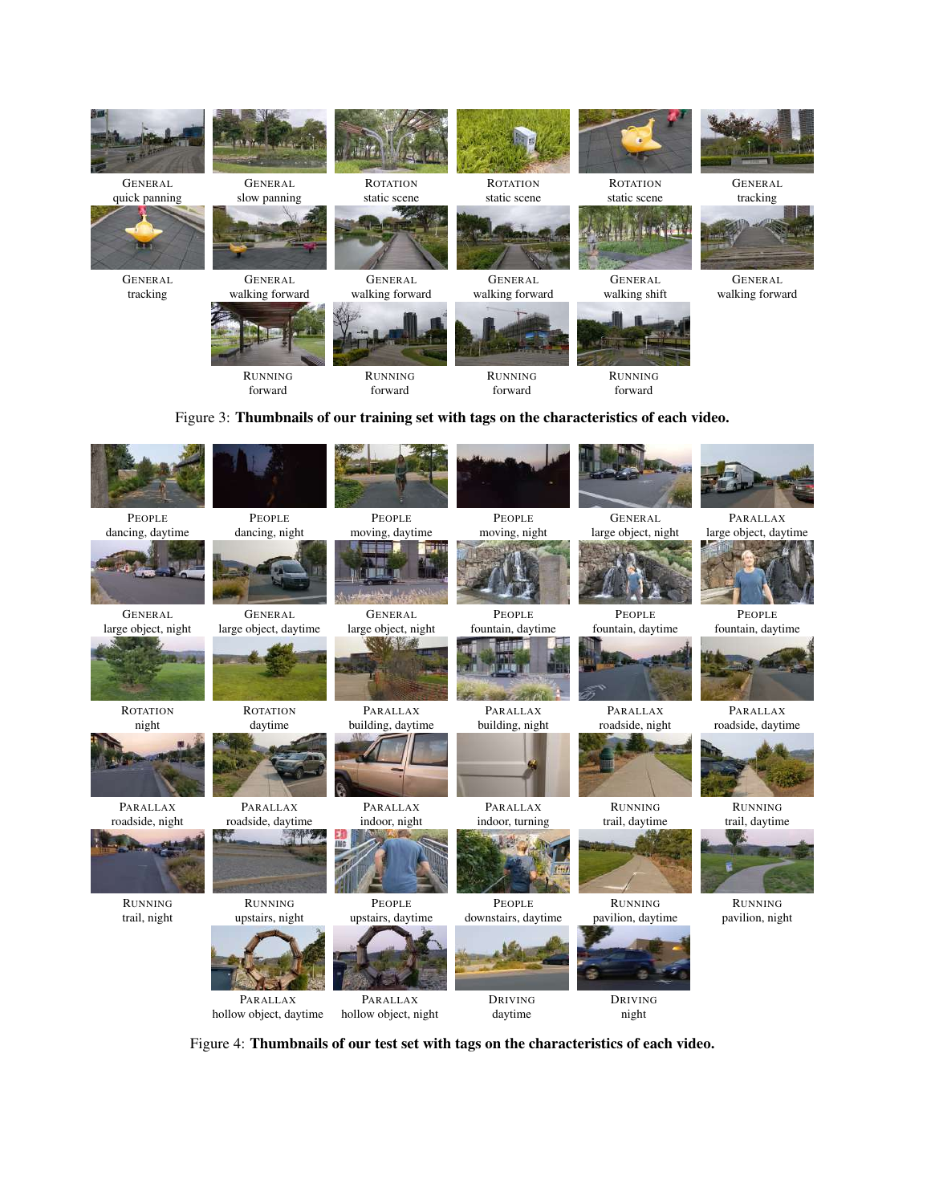GENERAL
quick panning

GENERAL
slow panning

ROTATION
static scene

ROTATION
static scene

ROTATION
static scene

GENERAL
tracking

GENERAL
tracking

GENERAL
walking forward

GENERAL
walking forward

GENERAL
walking forward

GENERAL
walking shift

GENERAL
walking forward

RUNNING
forward

RUNNING
forward

RUNNING
forward

RUNNING
forward

Figure 3: **Thumbnails of our training set with tags on the characteristics of each video.**

PEOPLE
dancing, daytime

PEOPLE
dancing, night

PEOPLE
moving, daytime

PEOPLE
moving, night

GENERAL
large object, night

PARALLAX
large object, daytime

GENERAL
large object, night

GENERAL
large object, daytime

GENERAL
large object, night

PEOPLE
fountain, daytime

PEOPLE
fountain, daytime

PEOPLE
fountain, daytime

ROTATION
night

ROTATION
daytime

PARALLAX
building, daytime

PARALLAX
building, night

PARALLAX
roadside, night

PARALLAX
roadside, daytime

PARALLAX
roadside, night

PARALLAX
roadside, daytime

PARALLAX
indoor, night

PARALLAX
indoor, turning

RUNNING
trail, daytime

RUNNING
trail, daytime

RUNNING
trail, night

RUNNING
upstairs, night

PEOPLE
upstairs, daytime

PEOPLE
downstairs, daytime

RUNNING
pavilion, daytime

RUNNING
pavilion, night

PARALLAX
hollow object, daytime

PARALLAX
hollow object, night

DRIVING
daytime

DRIVING
night

Figure 4: **Thumbnails of our test set with tags on the characteristics of each video.**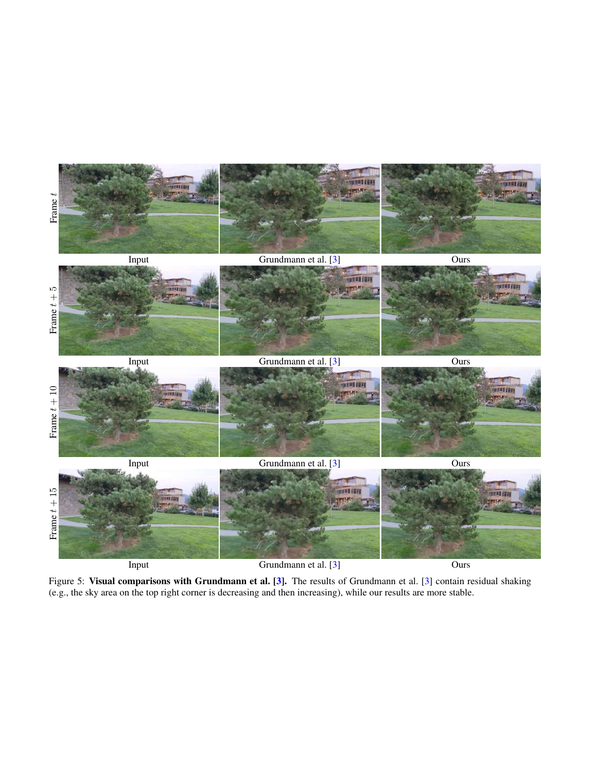Figure 5: **Visual comparisons with Grundmann et al. [3].** The results of Grundmann et al. [3] contain residual shaking (e.g., the sky area on the top right corner is decreasing and then increasing), while our results are more stable.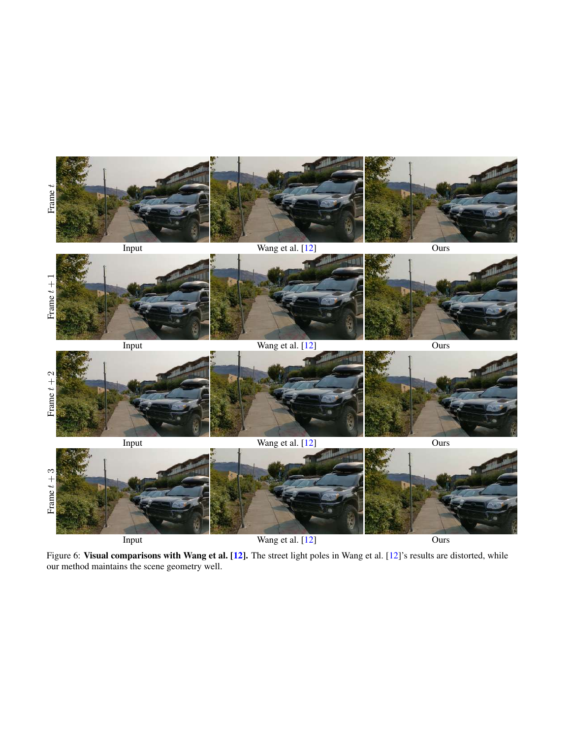Figure 6: **Visual comparisons with Wang et al. [12].** The street light poles in Wang et al. [12]'s results are distorted, while our method maintains the scene geometry well.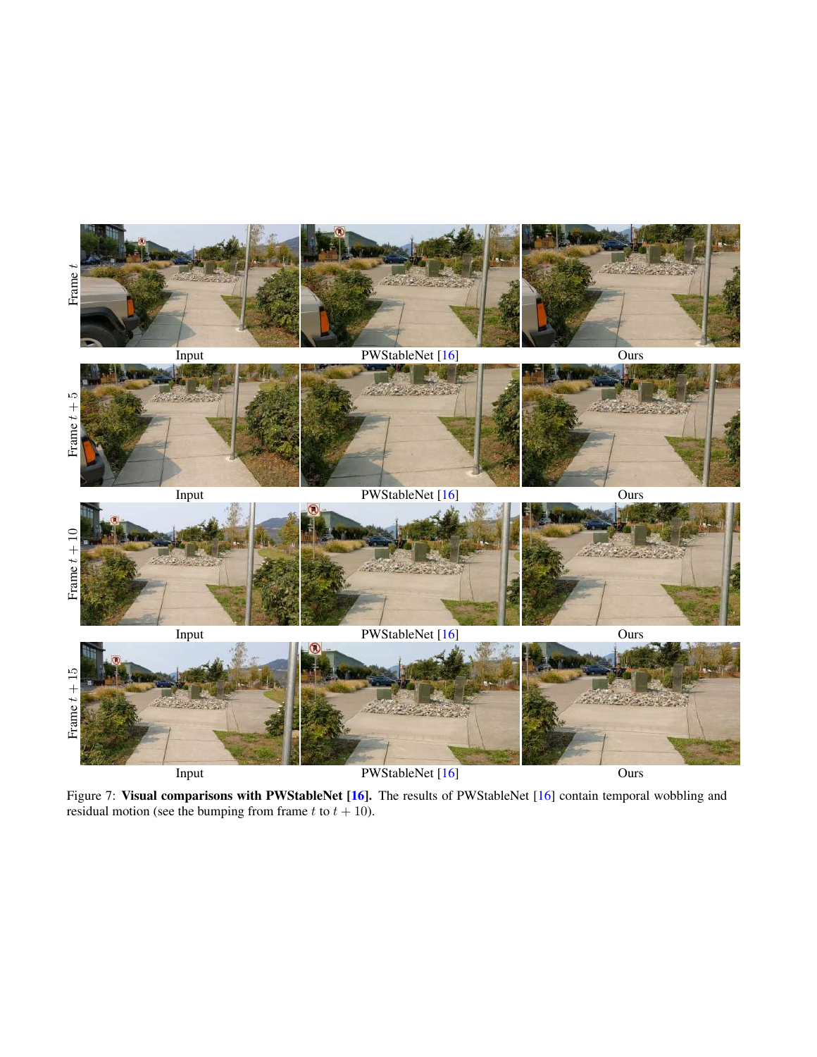Frame $t$

Input | PWStableNet [16] | Ours

Frame $t+5$

Input | PWStableNet [16] | Ours

Frame $t+10$

Input | PWStableNet [16] | Ours

Frame $t+15$

Input | PWStableNet [16] | Ours

Figure 7: **Visual comparisons with PWStableNet [16].** The results of PWStableNet [16] contain temporal wobbling and residual motion (see the bumping from frame $t$ to $t+10$).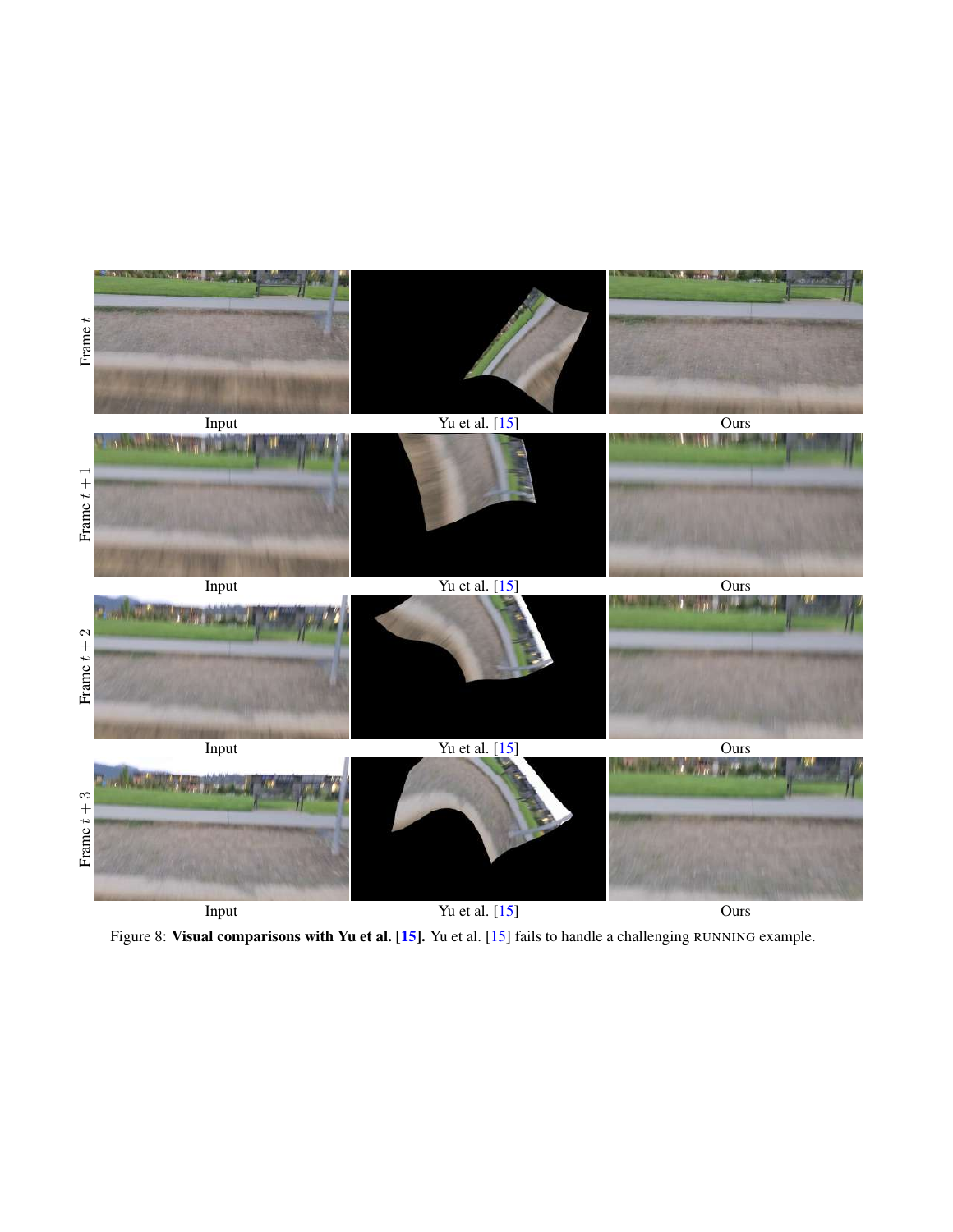Figure 8: **Visual comparisons with Yu et al. [15].** Yu et al. [15] fails to handle a challenging RUNNING example.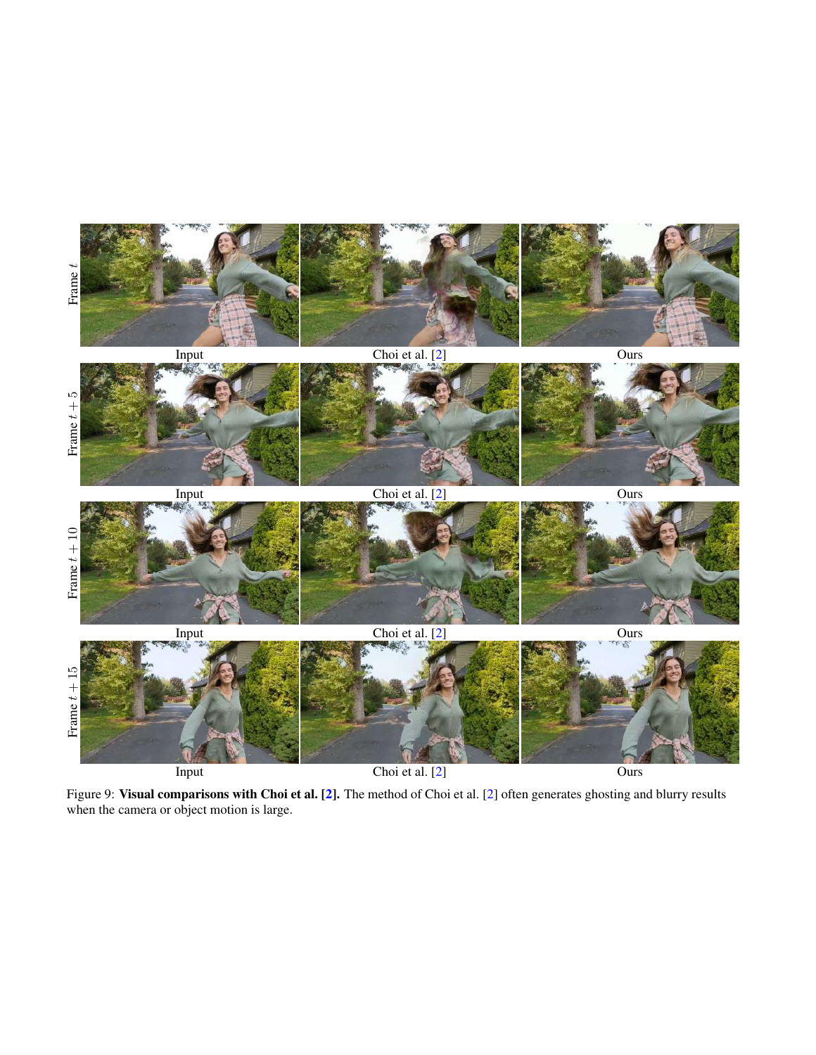Frame $t$

Input

Choi et al. [2]

Ours

Frame $t+5$

Input

Choi et al. [2]

Ours

Frame $t+10$

Input

Choi et al. [2]

Ours

Frame $t+15$

Input

Choi et al. [2]

Ours

Figure 9: **Visual comparisons with Choi et al. [2].** The method of Choi et al. [2] often generates ghosting and blurry results when the camera or object motion is large.